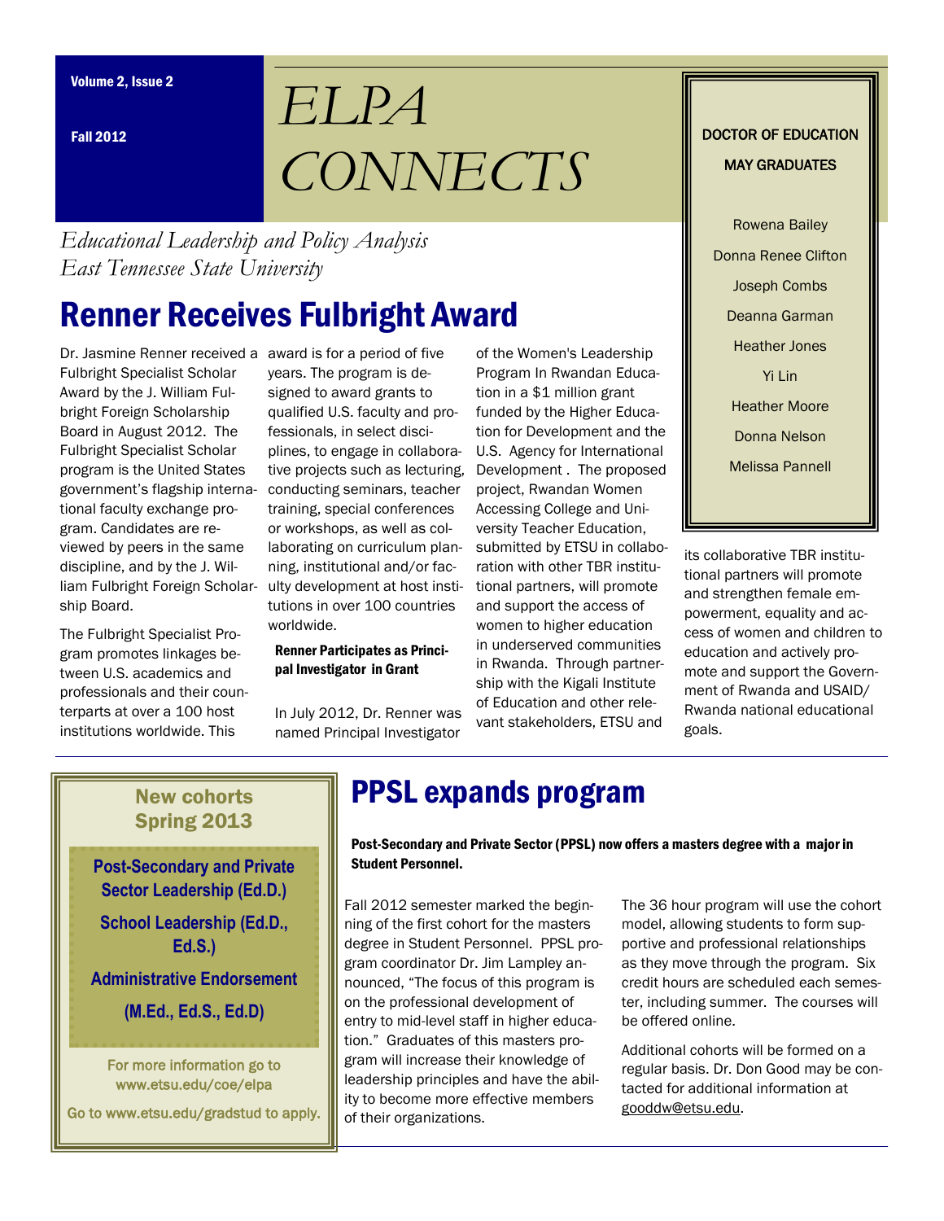# ELPA CONNECTS

Volume 2, Issue 2

Fall 2012

*Educational Leadership and Policy Analysis*
*East Tennessee State University*

## Renner Receives Fulbright Award

Dr. Jasmine Renner received a Fulbright Specialist Scholar Award by the J. William Fulbright Foreign Scholarship Board in August 2012. The Fulbright Specialist Scholar program is the United States government's flagship international faculty exchange program. Candidates are reviewed by peers in the same discipline, and by the J. William Fulbright Foreign Scholarship Board.

The Fulbright Specialist Program promotes linkages between U.S. academics and professionals and their counterparts at over a 100 host institutions worldwide. This award is for a period of five years. The program is designed to award grants to qualified U.S. faculty and professionals, in select disciplines, to engage in collaborative projects such as lecturing, conducting seminars, teacher training, special conferences or workshops, as well as collaborating on curriculum planning, institutional and/or faculty development at host institutions in over 100 countries worldwide.

### Renner Participates as Principal Investigator in Grant

In July 2012, Dr. Renner was named Principal Investigator of the Women's Leadership Program In Rwandan Education in a $1 million grant funded by the Higher Education for Development and the U.S. Agency for International Development . The proposed project, Rwandan Women Accessing College and University Teacher Education, submitted by ETSU in collaboration with other TBR institutional partners, will promote and support the access of women to higher education in underserved communities in Rwanda. Through partnership with the Kigali Institute of Education and other relevant stakeholders, ETSU and its collaborative TBR institutional partners will promote and strengthen female empowerment, equality and access of women and children to education and actively promote and support the Government of Rwanda and USAID/ Rwanda national educational goals.

---

**DOCTOR OF EDUCATION MAY GRADUATES**

- Rowena Bailey
- Donna Renee Clifton
- Joseph Combs
- Deanna Garman
- Heather Jones
- Yi Lin
- Heather Moore
- Donna Nelson
- Melissa Pannell

---

**New cohorts Spring 2013**

**Post-Secondary and Private Sector Leadership (Ed.D.)**

**School Leadership (Ed.D., Ed.S.)**

**Administrative Endorsement (M.Ed., Ed.S., Ed.D)**

For more information go to www.etsu.edu/coe/elpa

Go to www.etsu.edu/gradstud to apply.

---

## PPSL expands program

**Post-Secondary and Private Sector (PPSL) now offers a masters degree with a major in Student Personnel.**

Fall 2012 semester marked the beginning of the first cohort for the masters degree in Student Personnel. PPSL program coordinator Dr. Jim Lampley announced, "The focus of this program is on the professional development of entry to mid-level staff in higher education." Graduates of this masters program will increase their knowledge of leadership principles and have the ability to become more effective members of their organizations.

The 36 hour program will use the cohort model, allowing students to form supportive and professional relationships as they move through the program. Six credit hours are scheduled each semester, including summer. The courses will be offered online.

Additional cohorts will be formed on a regular basis. Dr. Don Good may be contacted for additional information at gooddw@etsu.edu.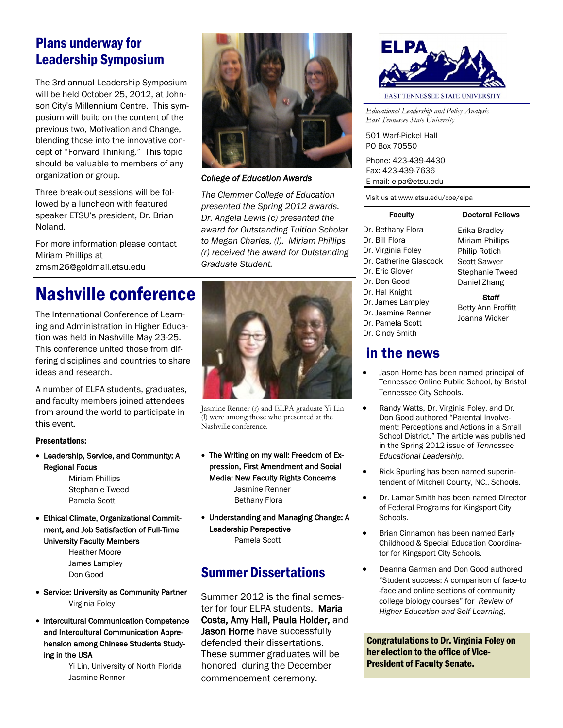## Plans underway for Leadership Symposium

The 3rd annual Leadership Symposium will be held October 25, 2012, at Johnson City's Millennium Centre. This symposium will build on the content of the previous two, Motivation and Change, blending those into the innovative concept of "Forward Thinking." This topic should be valuable to members of any organization or group.

Three break-out sessions will be followed by a luncheon with featured speaker ETSU's president, Dr. Brian Noland.

For more information please contact Miriam Phillips at zmsm26@goldmail.etsu.edu

*College of Education Awards*

*The Clemmer College of Education presented the Spring 2012 awards. Dr. Angela Lewis (c) presented the award for Outstanding Tuition Scholar to Megan Charles, (l). Miriam Phillips (r) received the award for Outstanding Graduate Student.*

ELPA

EAST TENNESSEE STATE UNIVERSITY

*Educational Leadership and Policy Analysis*
*East Tennessee State University*

501 Warf-Pickel Hall
PO Box 70550

Phone: 423-439-4430
Fax: 423-439-7636
E-mail: elpa@etsu.edu

Visit us at www.etsu.edu/coe/elpa

**Faculty**

Dr. Bethany Flora
Dr. Bill Flora
Dr. Virginia Foley
Dr. Catherine Glascock
Dr. Eric Glover
Dr. Don Good
Dr. Hal Knight
Dr. James Lampley
Dr. Jasmine Renner
Dr. Pamela Scott
Dr. Cindy Smith

**Doctoral Fellows**

Erika Bradley
Miriam Phillips
Philip Rotich
Scott Sawyer
Stephanie Tweed
Daniel Zhang

**Staff**

Betty Ann Proffitt
Joanna Wicker

# Nashville conference

The International Conference of Learning and Administration in Higher Education was held in Nashville May 23-25. This conference united those from differing disciplines and countries to share ideas and research.

A number of ELPA students, graduates, and faculty members joined attendees from around the world to participate in this event.

Jasmine Renner (r) and ELPA graduate Yi Lin (l) were among those who presented at the Nashville conference.

**Presentations:**

- **Leadership, Service, and Community: A Regional Focus**
  Miriam Phillips
  Stephanie Tweed
  Pamela Scott
- **Ethical Climate, Organizational Commitment, and Job Satisfaction of Full-Time University Faculty Members**
  Heather Moore
  James Lampley
  Don Good
- **Service: University as Community Partner**
  Virginia Foley
- **Intercultural Communication Competence and Intercultural Communication Apprehension among Chinese Students Studying in the USA**
  Yi Lin, University of North Florida
  Jasmine Renner
- **The Writing on my wall: Freedom of Expression, First Amendment and Social Media: New Faculty Rights Concerns**
  Jasmine Renner
  Bethany Flora
- **Understanding and Managing Change: A Leadership Perspective**
  Pamela Scott

## Summer Dissertations

Summer 2012 is the final semester for four ELPA students. **Maria Costa, Amy Hall, Paula Holder,** and **Jason Horne** have successfully defended their dissertations. These summer graduates will be honored during the December commencement ceremony.

## in the news

- Jason Horne has been named principal of Tennessee Online Public School, by Bristol Tennessee City Schools.
- Randy Watts, Dr. Virginia Foley, and Dr. Don Good authored "Parental Involvement: Perceptions and Actions in a Small School District." The article was published in the Spring 2012 issue of *Tennessee Educational Leadership*.
- Rick Spurling has been named superintendent of Mitchell County, NC., Schools.
- Dr. Lamar Smith has been named Director of Federal Programs for Kingsport City Schools.
- Brian Cinnamon has been named Early Childhood & Special Education Coordinator for Kingsport City Schools.
- Deanna Garman and Don Good authored "Student success: A comparison of face-to-face and online sections of community college biology courses" for *Review of Higher Education and Self-Learning*,

**Congratulations to Dr. Virginia Foley on her election to the office of Vice-President of Faculty Senate.**